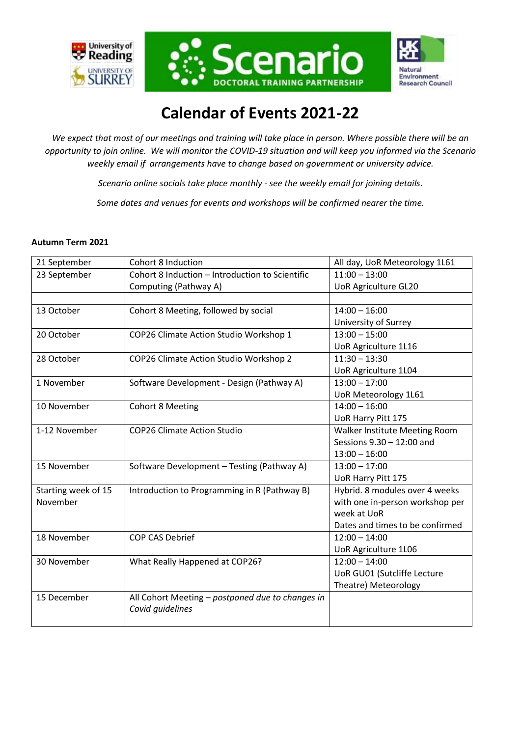# Calendar of Events 2021-22

*We expect that most of our meetings and training will take place in person. Where possible there will be an opportunity to join online. We will monitor the COVID-19 situation and will keep you informed via the Scenario weekly email if arrangements have to change based on government or university advice.*

*Scenario online socials take place monthly - see the weekly email for joining details.*

*Some dates and venues for events and workshops will be confirmed nearer the time.*

**Autumn Term 2021**

| | | |
|---|---|---|
| 21 September | Cohort 8 Induction | All day, UoR Meteorology 1L61 |
| 23 September | Cohort 8 Induction – Introduction to Scientific Computing (Pathway A) | 11:00 – 13:00<br>UoR Agriculture GL20 |
| | | |
| 13 October | Cohort 8 Meeting, followed by social | 14:00 – 16:00<br>University of Surrey |
| 20 October | COP26 Climate Action Studio Workshop 1 | 13:00 – 15:00<br>UoR Agriculture 1L16 |
| 28 October | COP26 Climate Action Studio Workshop 2 | 11:30 – 13:30<br>UoR Agriculture 1L04 |
| 1 November | Software Development - Design (Pathway A) | 13:00 – 17:00<br>UoR Meteorology 1L61 |
| 10 November | Cohort 8 Meeting | 14:00 – 16:00<br>UoR Harry Pitt 175 |
| 1-12 November | COP26 Climate Action Studio | Walker Institute Meeting Room<br>Sessions 9.30 – 12:00 and 13:00 – 16:00 |
| 15 November | Software Development – Testing (Pathway A) | 13:00 – 17:00<br>UoR Harry Pitt 175 |
| Starting week of 15 November | Introduction to Programming in R (Pathway B) | Hybrid. 8 modules over 4 weeks with one in-person workshop per week at UoR<br>Dates and times to be confirmed |
| 18 November | COP CAS Debrief | 12:00 – 14:00<br>UoR Agriculture 1L06 |
| 30 November | What Really Happened at COP26? | 12:00 – 14:00<br>UoR GU01 (Sutcliffe Lecture Theatre) Meteorology |
| 15 December | All Cohort Meeting – *postponed due to changes in Covid guidelines* | |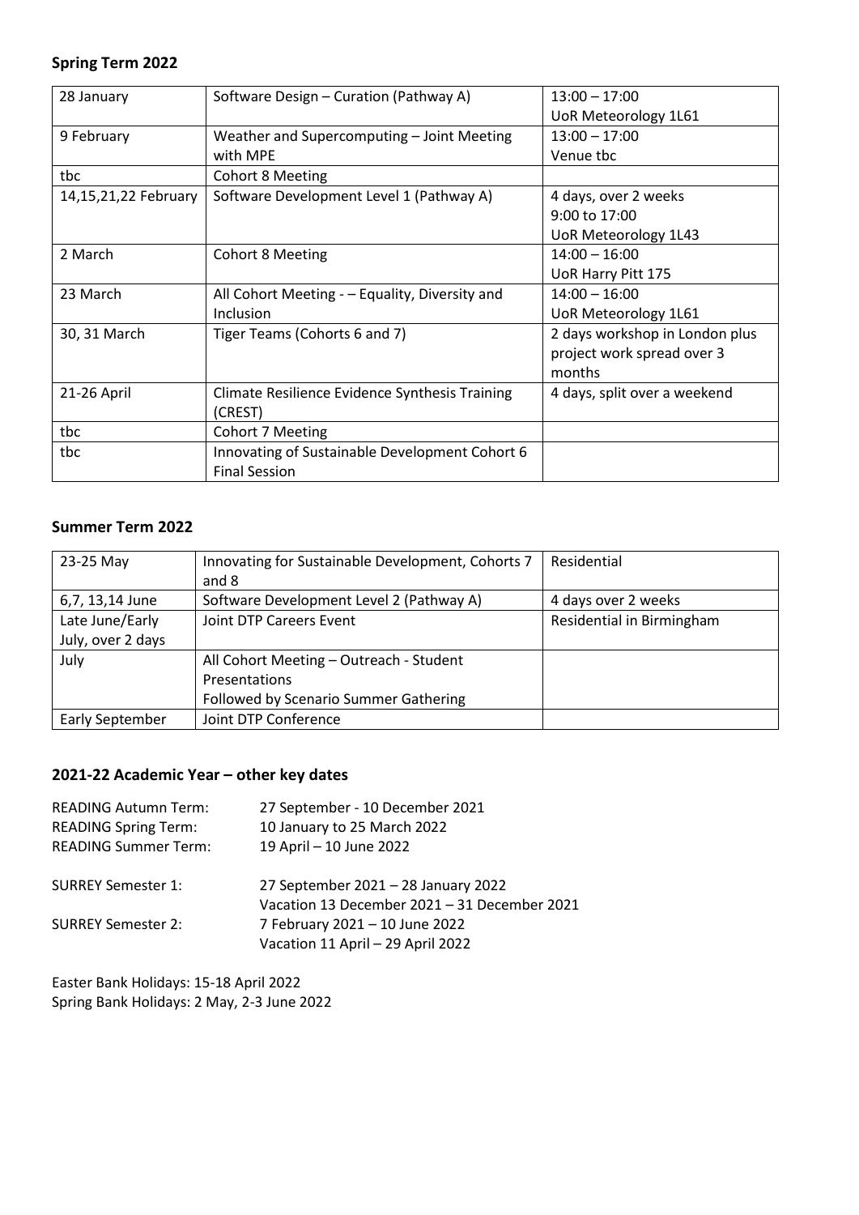**Spring Term 2022**

| | | |
|---|---|---|
| 28 January | Software Design – Curation (Pathway A) | 13:00 – 17:00<br>UoR Meteorology 1L61 |
| 9 February | Weather and Supercomputing – Joint Meeting with MPE | 13:00 – 17:00<br>Venue tbc |
| tbc | Cohort 8 Meeting | |
| 14,15,21,22 February | Software Development Level 1 (Pathway A) | 4 days, over 2 weeks<br>9:00 to 17:00<br>UoR Meteorology 1L43 |
| 2 March | Cohort 8 Meeting | 14:00 – 16:00<br>UoR Harry Pitt 175 |
| 23 March | All Cohort Meeting - – Equality, Diversity and Inclusion | 14:00 – 16:00<br>UoR Meteorology 1L61 |
| 30, 31 March | Tiger Teams (Cohorts 6 and 7) | 2 days workshop in London plus project work spread over 3 months |
| 21-26 April | Climate Resilience Evidence Synthesis Training (CREST) | 4 days, split over a weekend |
| tbc | Cohort 7 Meeting | |
| tbc | Innovating of Sustainable Development Cohort 6 Final Session | |

**Summer Term 2022**

| | | |
|---|---|---|
| 23-25 May | Innovating for Sustainable Development, Cohorts 7 and 8 | Residential |
| 6,7, 13,14 June | Software Development Level 2 (Pathway A) | 4 days over 2 weeks |
| Late June/Early July, over 2 days | Joint DTP Careers Event | Residential in Birmingham |
| July | All Cohort Meeting – Outreach - Student Presentations<br>Followed by Scenario Summer Gathering | |
| Early September | Joint DTP Conference | |

**2021-22 Academic Year – other key dates**

READING Autumn Term: 27 September - 10 December 2021
READING Spring Term: 10 January to 25 March 2022
READING Summer Term: 19 April – 10 June 2022

SURREY Semester 1: 27 September 2021 – 28 January 2022
Vacation 13 December 2021 – 31 December 2021
SURREY Semester 2: 7 February 2021 – 10 June 2022
Vacation 11 April – 29 April 2022

Easter Bank Holidays: 15-18 April 2022
Spring Bank Holidays: 2 May, 2-3 June 2022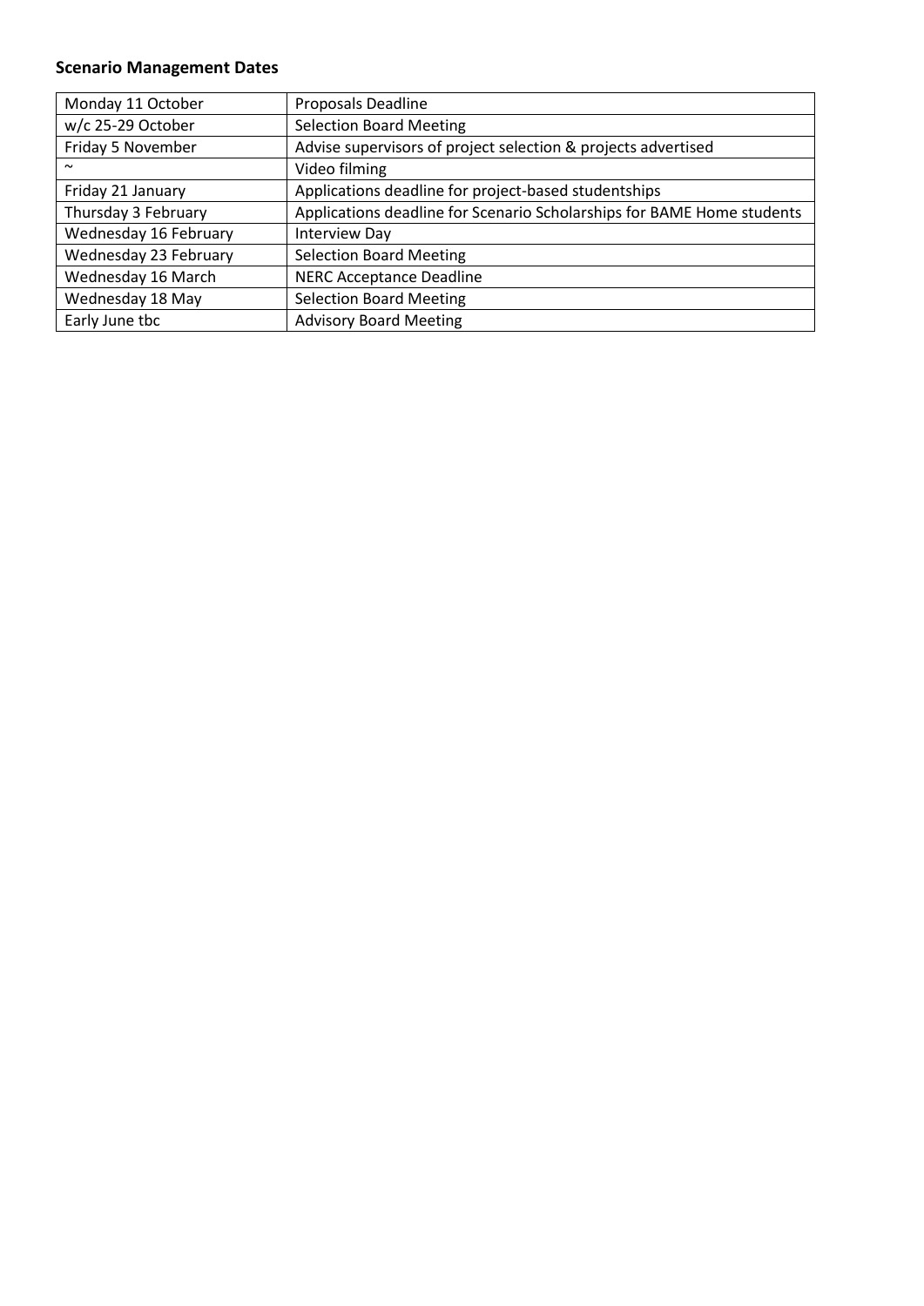**Scenario Management Dates**

| | |
|---|---|
| Monday 11 October | Proposals Deadline |
| w/c 25-29 October | Selection Board Meeting |
| Friday 5 November | Advise supervisors of project selection & projects advertised |
| ~ | Video filming |
| Friday 21 January | Applications deadline for project-based studentships |
| Thursday 3 February | Applications deadline for Scenario Scholarships for BAME Home students |
| Wednesday 16 February | Interview Day |
| Wednesday 23 February | Selection Board Meeting |
| Wednesday 16 March | NERC Acceptance Deadline |
| Wednesday 18 May | Selection Board Meeting |
| Early June tbc | Advisory Board Meeting |